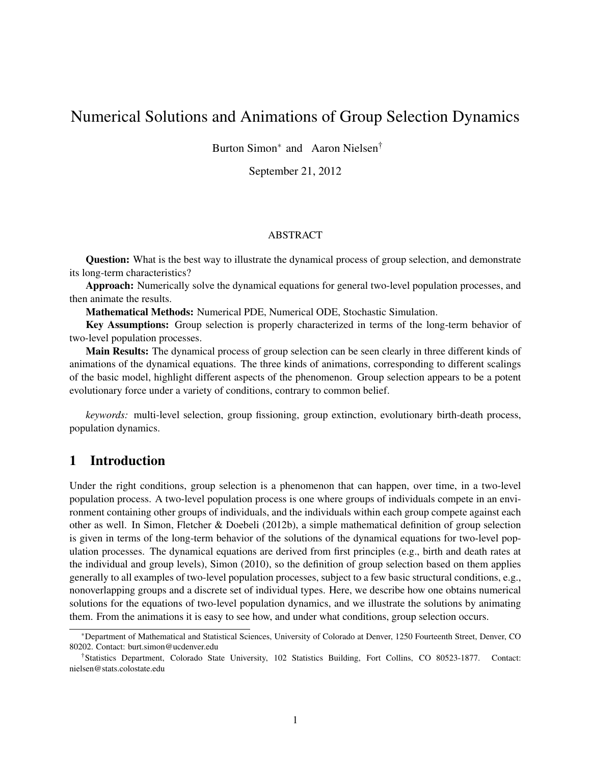# Numerical Solutions and Animations of Group Selection Dynamics

Burton Simon* and Aaron Nielsen†

September 21, 2012

## ABSTRACT

**Question:** What is the best way to illustrate the dynamical process of group selection, and demonstrate its long-term characteristics?

**Approach:** Numerically solve the dynamical equations for general two-level population processes, and then animate the results.

**Mathematical Methods:** Numerical PDE, Numerical ODE, Stochastic Simulation.

**Key Assumptions:** Group selection is properly characterized in terms of the long-term behavior of two-level population processes.

**Main Results:** The dynamical process of group selection can be seen clearly in three different kinds of animations of the dynamical equations. The three kinds of animations, corresponding to different scalings of the basic model, highlight different aspects of the phenomenon. Group selection appears to be a potent evolutionary force under a variety of conditions, contrary to common belief.

*keywords:* multi-level selection, group fissioning, group extinction, evolutionary birth-death process, population dynamics.

## 1 Introduction

Under the right conditions, group selection is a phenomenon that can happen, over time, in a two-level population process. A two-level population process is one where groups of individuals compete in an environment containing other groups of individuals, and the individuals within each group compete against each other as well. In Simon, Fletcher & Doebeli (2012b), a simple mathematical definition of group selection is given in terms of the long-term behavior of the solutions of the dynamical equations for two-level population processes. The dynamical equations are derived from first principles (e.g., birth and death rates at the individual and group levels), Simon (2010), so the definition of group selection based on them applies generally to all examples of two-level population processes, subject to a few basic structural conditions, e.g., nonoverlapping groups and a discrete set of individual types. Here, we describe how one obtains numerical solutions for the equations of two-level population dynamics, and we illustrate the solutions by animating them. From the animations it is easy to see how, and under what conditions, group selection occurs.

*Department of Mathematical and Statistical Sciences, University of Colorado at Denver, 1250 Fourteenth Street, Denver, CO 80202. Contact: burt.simon@ucdenver.edu

†Statistics Department, Colorado State University, 102 Statistics Building, Fort Collins, CO 80523-1877. Contact: nielsen@stats.colostate.edu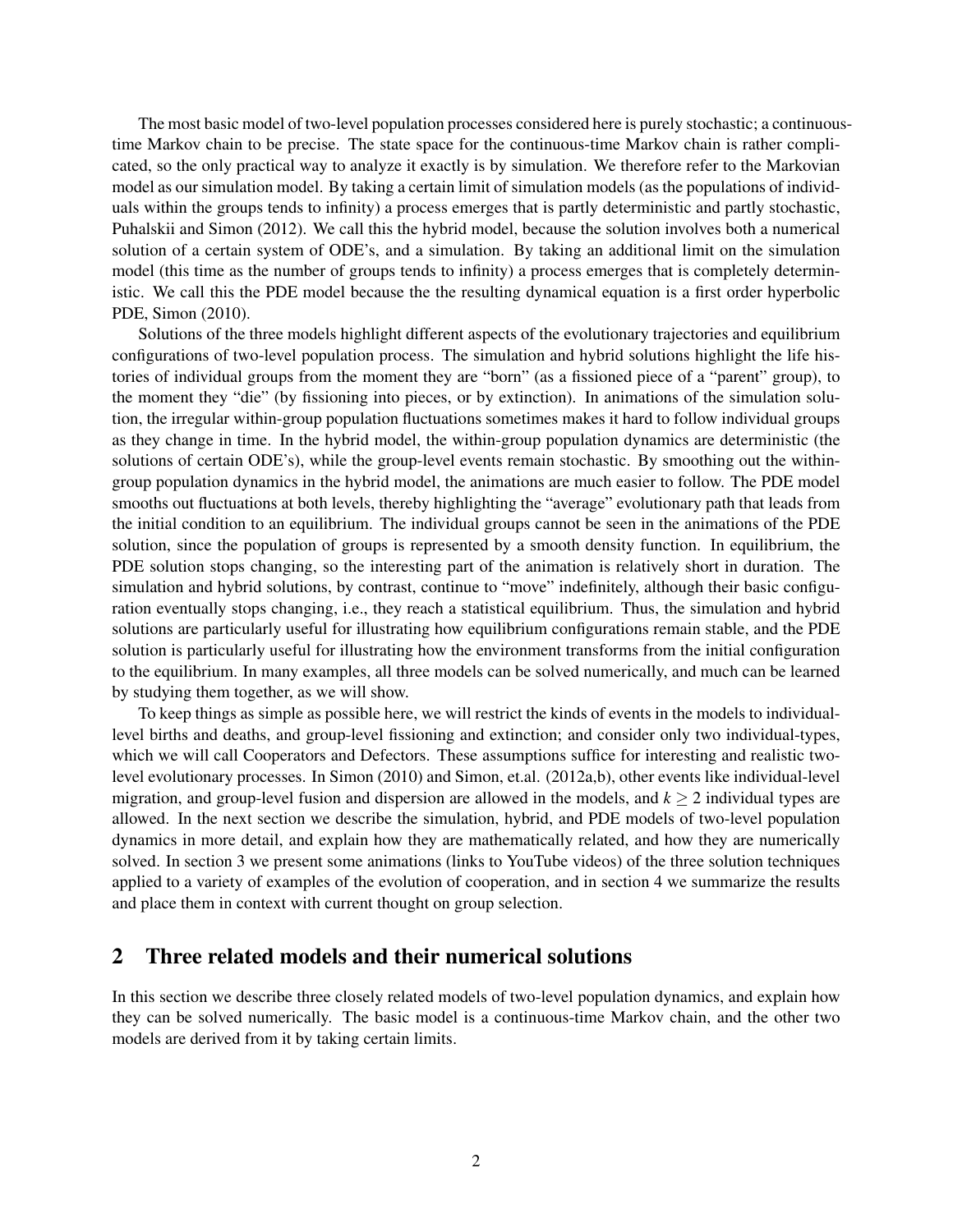The most basic model of two-level population processes considered here is purely stochastic; a continuous-time Markov chain to be precise. The state space for the continuous-time Markov chain is rather complicated, so the only practical way to analyze it exactly is by simulation. We therefore refer to the Markovian model as our simulation model. By taking a certain limit of simulation models (as the populations of individuals within the groups tends to infinity) a process emerges that is partly deterministic and partly stochastic, Puhalskii and Simon (2012). We call this the hybrid model, because the solution involves both a numerical solution of a certain system of ODE's, and a simulation. By taking an additional limit on the simulation model (this time as the number of groups tends to infinity) a process emerges that is completely deterministic. We call this the PDE model because the the resulting dynamical equation is a first order hyperbolic PDE, Simon (2010).

Solutions of the three models highlight different aspects of the evolutionary trajectories and equilibrium configurations of two-level population process. The simulation and hybrid solutions highlight the life histories of individual groups from the moment they are "born" (as a fissioned piece of a "parent" group), to the moment they "die" (by fissioning into pieces, or by extinction). In animations of the simulation solution, the irregular within-group population fluctuations sometimes makes it hard to follow individual groups as they change in time. In the hybrid model, the within-group population dynamics are deterministic (the solutions of certain ODE's), while the group-level events remain stochastic. By smoothing out the within-group population dynamics in the hybrid model, the animations are much easier to follow. The PDE model smooths out fluctuations at both levels, thereby highlighting the "average" evolutionary path that leads from the initial condition to an equilibrium. The individual groups cannot be seen in the animations of the PDE solution, since the population of groups is represented by a smooth density function. In equilibrium, the PDE solution stops changing, so the interesting part of the animation is relatively short in duration. The simulation and hybrid solutions, by contrast, continue to "move" indefinitely, although their basic configuration eventually stops changing, i.e., they reach a statistical equilibrium. Thus, the simulation and hybrid solutions are particularly useful for illustrating how equilibrium configurations remain stable, and the PDE solution is particularly useful for illustrating how the environment transforms from the initial configuration to the equilibrium. In many examples, all three models can be solved numerically, and much can be learned by studying them together, as we will show.

To keep things as simple as possible here, we will restrict the kinds of events in the models to individual-level births and deaths, and group-level fissioning and extinction; and consider only two individual-types, which we will call Cooperators and Defectors. These assumptions suffice for interesting and realistic two-level evolutionary processes. In Simon (2010) and Simon, et.al. (2012a,b), other events like individual-level migration, and group-level fusion and dispersion are allowed in the models, and $k \geq 2$ individual types are allowed. In the next section we describe the simulation, hybrid, and PDE models of two-level population dynamics in more detail, and explain how they are mathematically related, and how they are numerically solved. In section 3 we present some animations (links to YouTube videos) of the three solution techniques applied to a variety of examples of the evolution of cooperation, and in section 4 we summarize the results and place them in context with current thought on group selection.

## 2 Three related models and their numerical solutions

In this section we describe three closely related models of two-level population dynamics, and explain how they can be solved numerically. The basic model is a continuous-time Markov chain, and the other two models are derived from it by taking certain limits.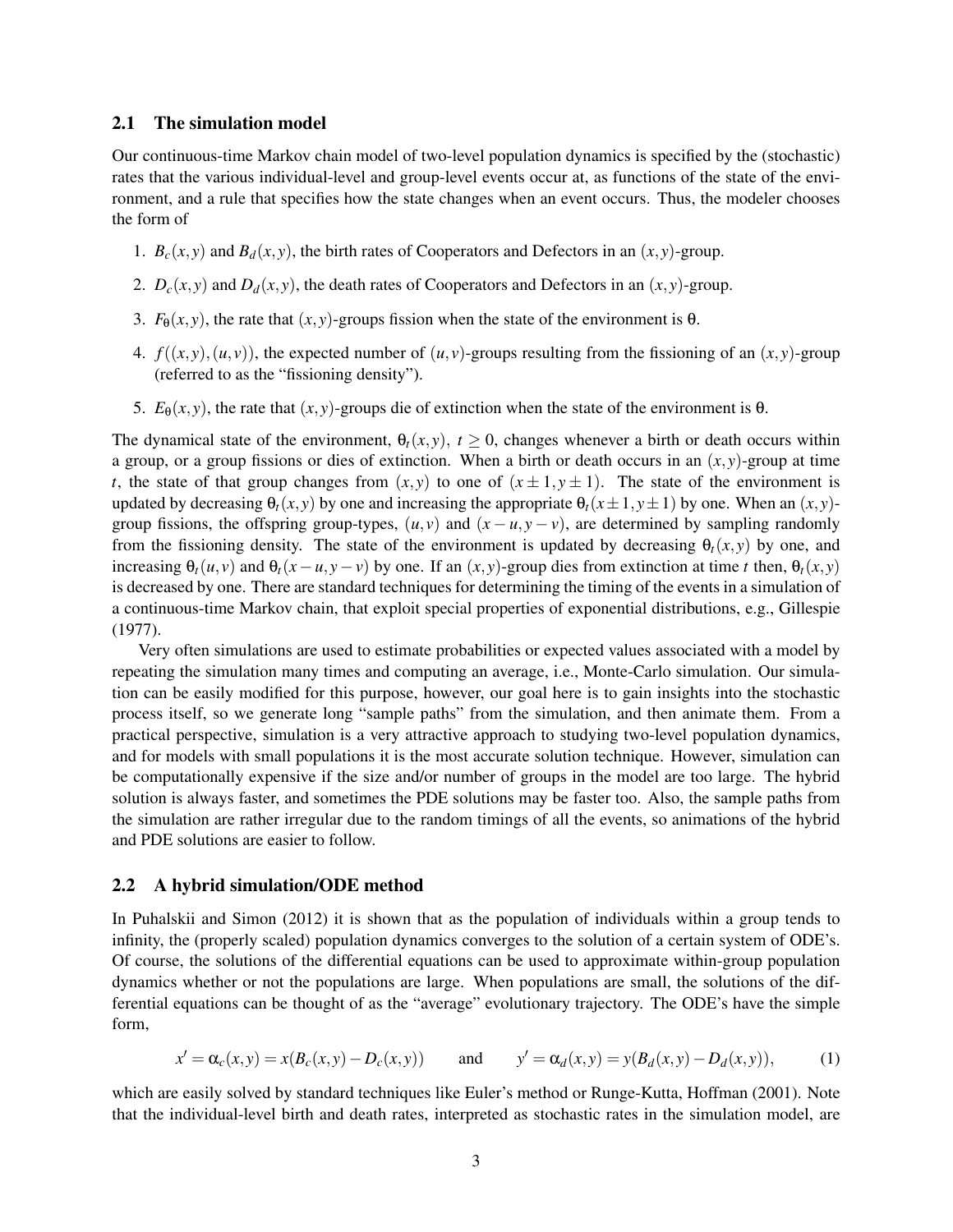## 2.1 The simulation model

Our continuous-time Markov chain model of two-level population dynamics is specified by the (stochastic) rates that the various individual-level and group-level events occur at, as functions of the state of the environment, and a rule that specifies how the state changes when an event occurs. Thus, the modeler chooses the form of

1. $B_c(x,y)$ and $B_d(x,y)$, the birth rates of Cooperators and Defectors in an $(x,y)$-group.
2. $D_c(x,y)$ and $D_d(x,y)$, the death rates of Cooperators and Defectors in an $(x,y)$-group.
3. $F_\theta(x,y)$, the rate that $(x,y)$-groups fission when the state of the environment is $\theta$.
4. $f((x,y),(u,v))$, the expected number of $(u,v)$-groups resulting from the fissioning of an $(x,y)$-group (referred to as the "fissioning density").
5. $E_\theta(x,y)$, the rate that $(x,y)$-groups die of extinction when the state of the environment is $\theta$.

The dynamical state of the environment, $\theta_t(x,y)$, $t \geq 0$, changes whenever a birth or death occurs within a group, or a group fissions or dies of extinction. When a birth or death occurs in an $(x,y)$-group at time $t$, the state of that group changes from $(x,y)$ to one of $(x \pm 1, y \pm 1)$. The state of the environment is updated by decreasing $\theta_t(x,y)$ by one and increasing the appropriate $\theta_t(x \pm 1, y \pm 1)$ by one. When an $(x,y)$-group fissions, the offspring group-types, $(u,v)$ and $(x-u, y-v)$, are determined by sampling randomly from the fissioning density. The state of the environment is updated by decreasing $\theta_t(x,y)$ by one, and increasing $\theta_t(u,v)$ and $\theta_t(x-u,y-v)$ by one. If an $(x,y)$-group dies from extinction at time $t$ then, $\theta_t(x,y)$ is decreased by one. There are standard techniques for determining the timing of the events in a simulation of a continuous-time Markov chain, that exploit special properties of exponential distributions, e.g., Gillespie (1977).

Very often simulations are used to estimate probabilities or expected values associated with a model by repeating the simulation many times and computing an average, i.e., Monte-Carlo simulation. Our simulation can be easily modified for this purpose, however, our goal here is to gain insights into the stochastic process itself, so we generate long "sample paths" from the simulation, and then animate them. From a practical perspective, simulation is a very attractive approach to studying two-level population dynamics, and for models with small populations it is the most accurate solution technique. However, simulation can be computationally expensive if the size and/or number of groups in the model are too large. The hybrid solution is always faster, and sometimes the PDE solutions may be faster too. Also, the sample paths from the simulation are rather irregular due to the random timings of all the events, so animations of the hybrid and PDE solutions are easier to follow.

## 2.2 A hybrid simulation/ODE method

In Puhalskii and Simon (2012) it is shown that as the population of individuals within a group tends to infinity, the (properly scaled) population dynamics converges to the solution of a certain system of ODE's. Of course, the solutions of the differential equations can be used to approximate within-group population dynamics whether or not the populations are large. When populations are small, the solutions of the differential equations can be thought of as the "average" evolutionary trajectory. The ODE's have the simple form,

$$x' = \alpha_c(x,y) = x(B_c(x,y) - D_c(x,y)) \qquad \text{and} \qquad y' = \alpha_d(x,y) = y(B_d(x,y) - D_d(x,y)), \tag{1}$$

which are easily solved by standard techniques like Euler's method or Runge-Kutta, Hoffman (2001). Note that the individual-level birth and death rates, interpreted as stochastic rates in the simulation model, are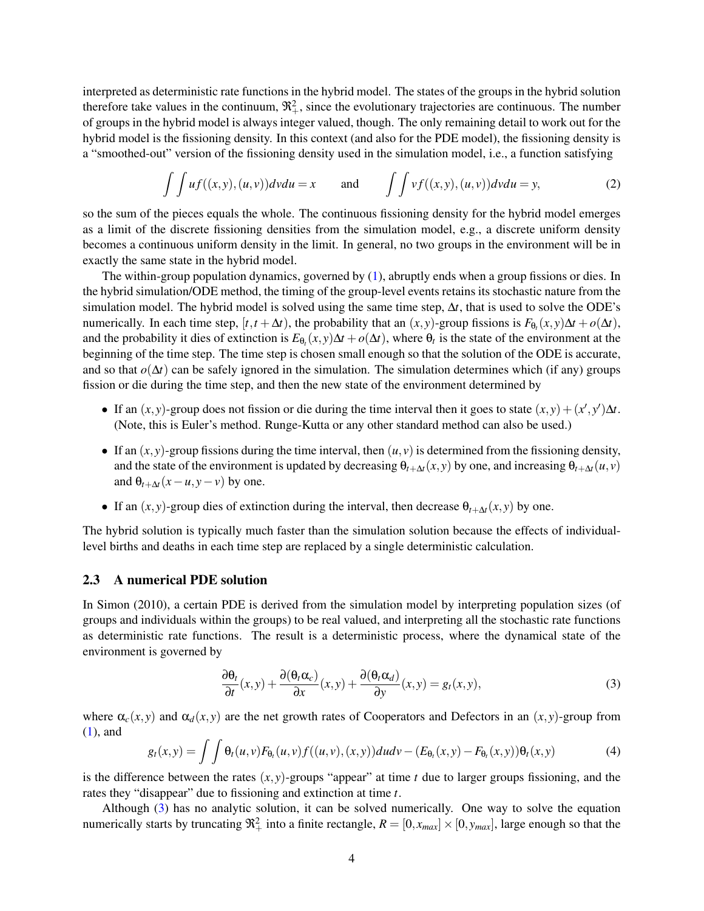interpreted as deterministic rate functions in the hybrid model. The states of the groups in the hybrid solution therefore take values in the continuum, $\Re^2_+$, since the evolutionary trajectories are continuous. The number of groups in the hybrid model is always integer valued, though. The only remaining detail to work out for the hybrid model is the fissioning density. In this context (and also for the PDE model), the fissioning density is a "smoothed-out" version of the fissioning density used in the simulation model, i.e., a function satisfying

$$\int\int uf((x,y),(u,v))dvdu = x \qquad \text{and} \qquad \int\int vf((x,y),(u,v))dvdu = y, \tag{2}$$

so the sum of the pieces equals the whole. The continuous fissioning density for the hybrid model emerges as a limit of the discrete fissioning densities from the simulation model, e.g., a discrete uniform density becomes a continuous uniform density in the limit. In general, no two groups in the environment will be in exactly the same state in the hybrid model.

The within-group population dynamics, governed by (1), abruptly ends when a group fissions or dies. In the hybrid simulation/ODE method, the timing of the group-level events retains its stochastic nature from the simulation model. The hybrid model is solved using the same time step, $\Delta t$, that is used to solve the ODE's numerically. In each time step, $[t, t+\Delta t)$, the probability that an $(x,y)$-group fissions is $F_{\theta_t}(x,y)\Delta t + o(\Delta t)$, and the probability it dies of extinction is $E_{\theta_t}(x,y)\Delta t + o(\Delta t)$, where $\theta_t$ is the state of the environment at the beginning of the time step. The time step is chosen small enough so that the solution of the ODE is accurate, and so that $o(\Delta t)$ can be safely ignored in the simulation. The simulation determines which (if any) groups fission or die during the time step, and then the new state of the environment determined by

- If an $(x,y)$-group does not fission or die during the time interval then it goes to state $(x,y) + (x',y')\Delta t$. (Note, this is Euler's method. Runge-Kutta or any other standard method can also be used.)

- If an $(x,y)$-group fissions during the time interval, then $(u,v)$ is determined from the fissioning density, and the state of the environment is updated by decreasing $\theta_{t+\Delta t}(x,y)$ by one, and increasing $\theta_{t+\Delta t}(u,v)$ and $\theta_{t+\Delta t}(x-u, y-v)$ by one.

- If an $(x,y)$-group dies of extinction during the interval, then decrease $\theta_{t+\Delta t}(x,y)$ by one.

The hybrid solution is typically much faster than the simulation solution because the effects of individual-level births and deaths in each time step are replaced by a single deterministic calculation.

### 2.3 A numerical PDE solution

In Simon (2010), a certain PDE is derived from the simulation model by interpreting population sizes (of groups and individuals within the groups) to be real valued, and interpreting all the stochastic rate functions as deterministic rate functions. The result is a deterministic process, where the dynamical state of the environment is governed by

$$\frac{\partial \theta_t}{\partial t}(x,y) + \frac{\partial(\theta_t \alpha_c)}{\partial x}(x,y) + \frac{\partial(\theta_t \alpha_d)}{\partial y}(x,y) = g_t(x,y), \tag{3}$$

where $\alpha_c(x,y)$ and $\alpha_d(x,y)$ are the net growth rates of Cooperators and Defectors in an $(x,y)$-group from (1), and

$$g_t(x,y) = \int\int \theta_t(u,v)F_{\theta_t}(u,v)f((u,v),(x,y))dudv - (E_{\theta_t}(x,y) - F_{\theta_t}(x,y))\theta_t(x,y) \tag{4}$$

is the difference between the rates $(x,y)$-groups "appear" at time $t$ due to larger groups fissioning, and the rates they "disappear" due to fissioning and extinction at time $t$.

Although (3) has no analytic solution, it can be solved numerically. One way to solve the equation numerically starts by truncating $\Re^2_+$ into a finite rectangle, $R = [0, x_{max}] \times [0, y_{max}]$, large enough so that the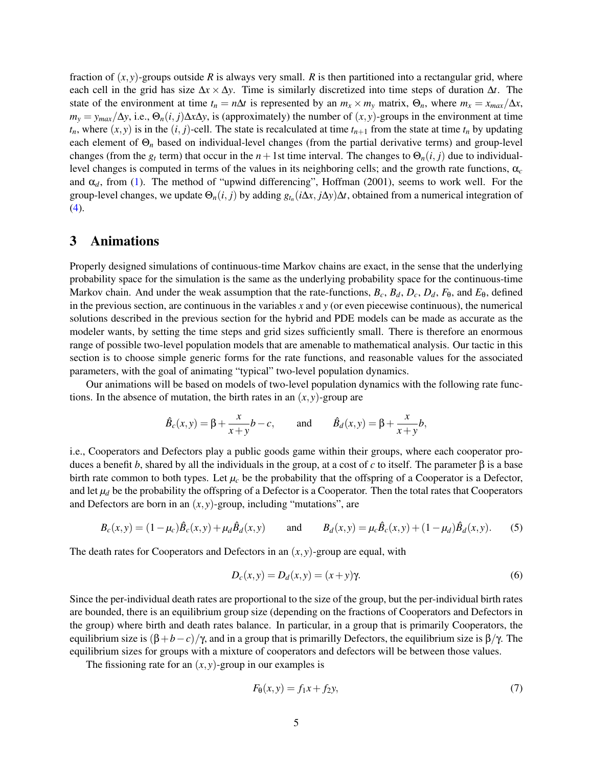fraction of $(x,y)$-groups outside $R$ is always very small. $R$ is then partitioned into a rectangular grid, where each cell in the grid has size $\Delta x \times \Delta y$. Time is similarly discretized into time steps of duration $\Delta t$. The state of the environment at time $t_n = n\Delta t$ is represented by an $m_x \times m_y$ matrix, $\Theta_n$, where $m_x = x_{max}/\Delta x$, $m_y = y_{max}/\Delta y$, i.e., $\Theta_n(i,j)\Delta x \Delta y$, is (approximately) the number of $(x,y)$-groups in the environment at time $t_n$, where $(x,y)$ is in the $(i,j)$-cell. The state is recalculated at time $t_{n+1}$ from the state at time $t_n$ by updating each element of $\Theta_n$ based on individual-level changes (from the partial derivative terms) and group-level changes (from the $g_t$ term) that occur in the $n+1$st time interval. The changes to $\Theta_n(i,j)$ due to individual-level changes is computed in terms of the values in its neighboring cells; and the growth rate functions, $\alpha_c$ and $\alpha_d$, from (1). The method of "upwind differencing", Hoffman (2001), seems to work well. For the group-level changes, we update $\Theta_n(i,j)$ by adding $g_{t_n}(i\Delta x, j\Delta y)\Delta t$, obtained from a numerical integration of (4).

## 3 Animations

Properly designed simulations of continuous-time Markov chains are exact, in the sense that the underlying probability space for the simulation is the same as the underlying probability space for the continuous-time Markov chain. And under the weak assumption that the rate-functions, $B_c$, $B_d$, $D_c$, $D_d$, $F_\theta$, and $E_\theta$, defined in the previous section, are continuous in the variables $x$ and $y$ (or even piecewise continuous), the numerical solutions described in the previous section for the hybrid and PDE models can be made as accurate as the modeler wants, by setting the time steps and grid sizes sufficiently small. There is therefore an enormous range of possible two-level population models that are amenable to mathematical analysis. Our tactic in this section is to choose simple generic forms for the rate functions, and reasonable values for the associated parameters, with the goal of animating "typical" two-level population dynamics.

Our animations will be based on models of two-level population dynamics with the following rate functions. In the absence of mutation, the birth rates in an $(x,y)$-group are

$$\hat{B}_c(x,y) = \beta + \frac{x}{x+y}b - c, \qquad \text{and} \qquad \hat{B}_d(x,y) = \beta + \frac{x}{x+y}b,$$

i.e., Cooperators and Defectors play a public goods game within their groups, where each cooperator produces a benefit $b$, shared by all the individuals in the group, at a cost of $c$ to itself. The parameter $\beta$ is a base birth rate common to both types. Let $\mu_c$ be the probability that the offspring of a Cooperator is a Defector, and let $\mu_d$ be the probability the offspring of a Defector is a Cooperator. Then the total rates that Cooperators and Defectors are born in an $(x,y)$-group, including "mutations", are

$$B_c(x,y) = (1-\mu_c)\hat{B}_c(x,y) + \mu_d \hat{B}_d(x,y) \qquad \text{and} \qquad B_d(x,y) = \mu_c \hat{B}_c(x,y) + (1-\mu_d)\hat{B}_d(x,y). \tag{5}$$

The death rates for Cooperators and Defectors in an $(x,y)$-group are equal, with

$$D_c(x,y) = D_d(x,y) = (x+y)\gamma. \tag{6}$$

Since the per-individual death rates are proportional to the size of the group, but the per-individual birth rates are bounded, there is an equilibrium group size (depending on the fractions of Cooperators and Defectors in the group) where birth and death rates balance. In particular, in a group that is primarily Cooperators, the equilibrium size is $(\beta + b - c)/\gamma$, and in a group that is primarilly Defectors, the equilibrium size is $\beta/\gamma$. The equilibrium sizes for groups with a mixture of cooperators and defectors will be between those values.

The fissioning rate for an $(x,y)$-group in our examples is

$$F_\theta(x,y) = f_1 x + f_2 y, \tag{7}$$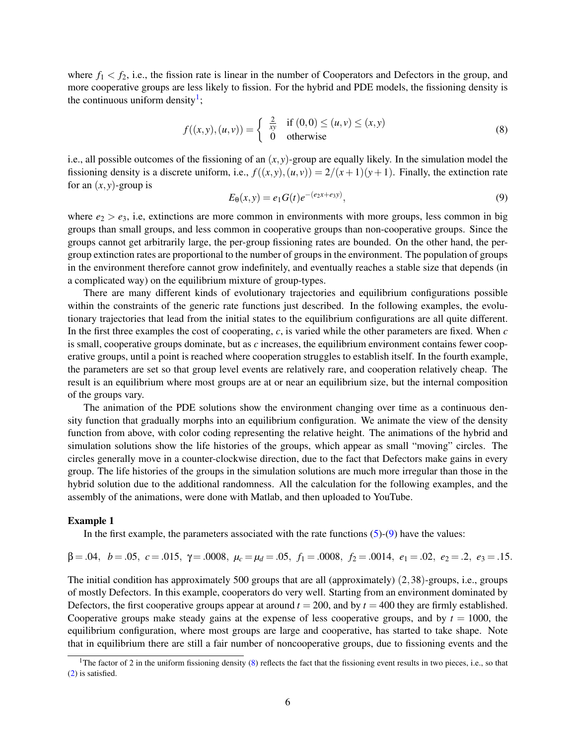where $f_1 < f_2$, i.e., the fission rate is linear in the number of Cooperators and Defectors in the group, and more cooperative groups are less likely to fission. For the hybrid and PDE models, the fissioning density is the continuous uniform density[1];

$$f((x,y),(u,v)) = \begin{cases} \frac{2}{xy} & \text{if } (0,0) \le (u,v) \le (x,y) \\ 0 & \text{otherwise} \end{cases} \tag{8}$$

i.e., all possible outcomes of the fissioning of an $(x,y)$-group are equally likely. In the simulation model the fissioning density is a discrete uniform, i.e., $f((x,y),(u,v)) = 2/(x+1)(y+1)$. Finally, the extinction rate for an $(x,y)$-group is

$$E_\theta(x,y) = e_1 G(t) e^{-(e_2 x + e_3 y)}, \tag{9}$$

where $e_2 > e_3$, i.e, extinctions are more common in environments with more groups, less common in big groups than small groups, and less common in cooperative groups than non-cooperative groups. Since the groups cannot get arbitrarily large, the per-group fissioning rates are bounded. On the other hand, the per-group extinction rates are proportional to the number of groups in the environment. The population of groups in the environment therefore cannot grow indefinitely, and eventually reaches a stable size that depends (in a complicated way) on the equilibrium mixture of group-types.

There are many different kinds of evolutionary trajectories and equilibrium configurations possible within the constraints of the generic rate functions just described. In the following examples, the evolutionary trajectories that lead from the initial states to the equilibrium configurations are all quite different. In the first three examples the cost of cooperating, $c$, is varied while the other parameters are fixed. When $c$ is small, cooperative groups dominate, but as $c$ increases, the equilibrium environment contains fewer cooperative groups, until a point is reached where cooperation struggles to establish itself. In the fourth example, the parameters are set so that group level events are relatively rare, and cooperation relatively cheap. The result is an equilibrium where most groups are at or near an equilibrium size, but the internal composition of the groups vary.

The animation of the PDE solutions show the environment changing over time as a continuous density function that gradually morphs into an equilibrium configuration. We animate the view of the density function from above, with color coding representing the relative height. The animations of the hybrid and simulation solutions show the life histories of the groups, which appear as small "moving" circles. The circles generally move in a counter-clockwise direction, due to the fact that Defectors make gains in every group. The life histories of the groups in the simulation solutions are much more irregular than those in the hybrid solution due to the additional randomness. All the calculation for the following examples, and the assembly of the animations, were done with Matlab, and then uploaded to YouTube.

**Example 1**

In the first example, the parameters associated with the rate functions (5)-(9) have the values:

$$\beta = .04,\ b = .05,\ c = .015,\ \gamma = .0008,\ \mu_c = \mu_d = .05,\ f_1 = .0008,\ f_2 = .0014,\ e_1 = .02,\ e_2 = .2,\ e_3 = .15.$$

The initial condition has approximately 500 groups that are all (approximately) $(2,38)$-groups, i.e., groups of mostly Defectors. In this example, cooperators do very well. Starting from an environment dominated by Defectors, the first cooperative groups appear at around $t = 200$, and by $t = 400$ they are firmly established. Cooperative groups make steady gains at the expense of less cooperative groups, and by $t = 1000$, the equilibrium configuration, where most groups are large and cooperative, has started to take shape. Note that in equilibrium there are still a fair number of noncooperative groups, due to fissioning events and the

[1] The factor of 2 in the uniform fissioning density (8) reflects the fact that the fissioning event results in two pieces, i.e., so that (2) is satisfied.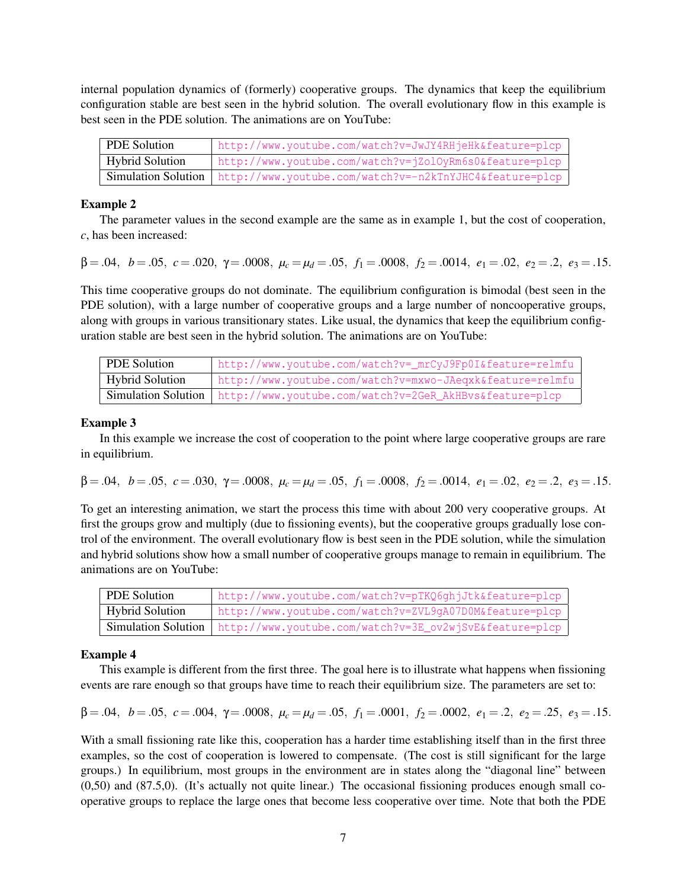internal population dynamics of (formerly) cooperative groups. The dynamics that keep the equilibrium configuration stable are best seen in the hybrid solution. The overall evolutionary flow in this example is best seen in the PDE solution. The animations are on YouTube:

| | |
|---|---|
| PDE Solution | http://www.youtube.com/watch?v=JwJY4RHjeHk&feature=plcp |
| Hybrid Solution | http://www.youtube.com/watch?v=jZolOyRm6s0&feature=plcp |
| Simulation Solution | http://www.youtube.com/watch?v=-n2kTnYJHC4&feature=plcp |

**Example 2**

The parameter values in the second example are the same as in example 1, but the cost of cooperation, $c$, has been increased:

$$\beta = .04,\ \ b = .05,\ \ c = .020,\ \ \gamma = .0008,\ \ \mu_c = \mu_d = .05,\ \ f_1 = .0008,\ \ f_2 = .0014,\ \ e_1 = .02,\ \ e_2 = .2,\ \ e_3 = .15.$$

This time cooperative groups do not dominate. The equilibrium configuration is bimodal (best seen in the PDE solution), with a large number of cooperative groups and a large number of noncooperative groups, along with groups in various transitionary states. Like usual, the dynamics that keep the equilibrium configuration stable are best seen in the hybrid solution. The animations are on YouTube:

| | |
|---|---|
| PDE Solution | http://www.youtube.com/watch?v=_mrCyJ9Fp0I&feature=relmfu |
| Hybrid Solution | http://www.youtube.com/watch?v=mxwo-JAeqxk&feature=relmfu |
| Simulation Solution | http://www.youtube.com/watch?v=2GeR_AkHBvs&feature=plcp |

**Example 3**

In this example we increase the cost of cooperation to the point where large cooperative groups are rare in equilibrium.

$$\beta = .04,\ \ b = .05,\ \ c = .030,\ \ \gamma = .0008,\ \ \mu_c = \mu_d = .05,\ \ f_1 = .0008,\ \ f_2 = .0014,\ \ e_1 = .02,\ \ e_2 = .2,\ \ e_3 = .15.$$

To get an interesting animation, we start the process this time with about 200 very cooperative groups. At first the groups grow and multiply (due to fissioning events), but the cooperative groups gradually lose control of the environment. The overall evolutionary flow is best seen in the PDE solution, while the simulation and hybrid solutions show how a small number of cooperative groups manage to remain in equilibrium. The animations are on YouTube:

| | |
|---|---|
| PDE Solution | http://www.youtube.com/watch?v=pTKQ6ghjJtk&feature=plcp |
| Hybrid Solution | http://www.youtube.com/watch?v=ZVL9gA07D0M&feature=plcp |
| Simulation Solution | http://www.youtube.com/watch?v=3E_ov2wjSvE&feature=plcp |

**Example 4**

This example is different from the first three. The goal here is to illustrate what happens when fissioning events are rare enough so that groups have time to reach their equilibrium size. The parameters are set to:

$$\beta = .04,\ \ b = .05,\ \ c = .004,\ \ \gamma = .0008,\ \ \mu_c = \mu_d = .05,\ \ f_1 = .0001,\ \ f_2 = .0002,\ \ e_1 = .2,\ \ e_2 = .25,\ \ e_3 = .15.$$

With a small fissioning rate like this, cooperation has a harder time establishing itself than in the first three examples, so the cost of cooperation is lowered to compensate. (The cost is still significant for the large groups.) In equilibrium, most groups in the environment are in states along the "diagonal line" between (0,50) and (87.5,0). (It's actually not quite linear.) The occasional fissioning produces enough small cooperative groups to replace the large ones that become less cooperative over time. Note that both the PDE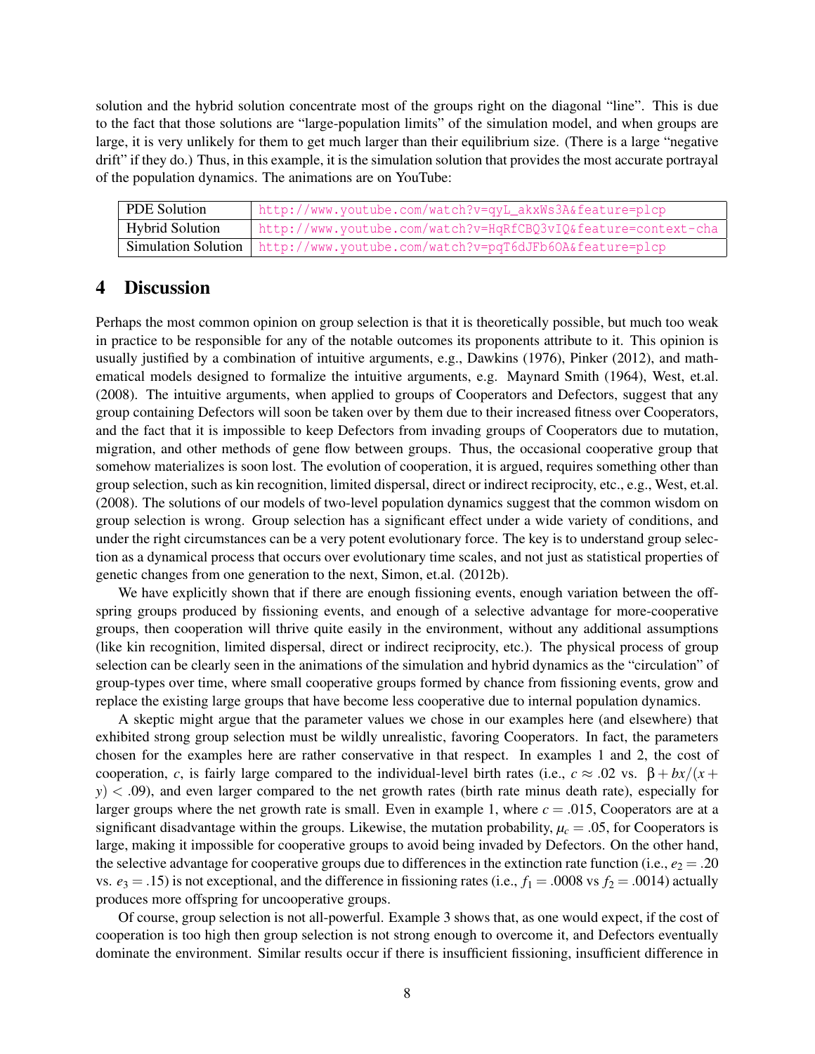solution and the hybrid solution concentrate most of the groups right on the diagonal "line". This is due to the fact that those solutions are "large-population limits" of the simulation model, and when groups are large, it is very unlikely for them to get much larger than their equilibrium size. (There is a large "negative drift" if they do.) Thus, in this example, it is the simulation solution that provides the most accurate portrayal of the population dynamics. The animations are on YouTube:

| | |
|---|---|
| PDE Solution | http://www.youtube.com/watch?v=qyL_akxWs3A&feature=plcp |
| Hybrid Solution | http://www.youtube.com/watch?v=HqRfCBQ3vIQ&feature=context-cha |
| Simulation Solution | http://www.youtube.com/watch?v=pqT6dJFb60A&feature=plcp |

## 4 Discussion

Perhaps the most common opinion on group selection is that it is theoretically possible, but much too weak in practice to be responsible for any of the notable outcomes its proponents attribute to it. This opinion is usually justified by a combination of intuitive arguments, e.g., Dawkins (1976), Pinker (2012), and mathematical models designed to formalize the intuitive arguments, e.g. Maynard Smith (1964), West, et.al. (2008). The intuitive arguments, when applied to groups of Cooperators and Defectors, suggest that any group containing Defectors will soon be taken over by them due to their increased fitness over Cooperators, and the fact that it is impossible to keep Defectors from invading groups of Cooperators due to mutation, migration, and other methods of gene flow between groups. Thus, the occasional cooperative group that somehow materializes is soon lost. The evolution of cooperation, it is argued, requires something other than group selection, such as kin recognition, limited dispersal, direct or indirect reciprocity, etc., e.g., West, et.al. (2008). The solutions of our models of two-level population dynamics suggest that the common wisdom on group selection is wrong. Group selection has a significant effect under a wide variety of conditions, and under the right circumstances can be a very potent evolutionary force. The key is to understand group selection as a dynamical process that occurs over evolutionary time scales, and not just as statistical properties of genetic changes from one generation to the next, Simon, et.al. (2012b).

We have explicitly shown that if there are enough fissioning events, enough variation between the offspring groups produced by fissioning events, and enough of a selective advantage for more-cooperative groups, then cooperation will thrive quite easily in the environment, without any additional assumptions (like kin recognition, limited dispersal, direct or indirect reciprocity, etc.). The physical process of group selection can be clearly seen in the animations of the simulation and hybrid dynamics as the "circulation" of group-types over time, where small cooperative groups formed by chance from fissioning events, grow and replace the existing large groups that have become less cooperative due to internal population dynamics.

A skeptic might argue that the parameter values we chose in our examples here (and elsewhere) that exhibited strong group selection must be wildly unrealistic, favoring Cooperators. In fact, the parameters chosen for the examples here are rather conservative in that respect. In examples 1 and 2, the cost of cooperation, $c$, is fairly large compared to the individual-level birth rates (i.e., $c \approx .02$ vs. $\beta + bx/(x+y) < .09$), and even larger compared to the net growth rates (birth rate minus death rate), especially for larger groups where the net growth rate is small. Even in example 1, where $c = .015$, Cooperators are at a significant disadvantage within the groups. Likewise, the mutation probability, $\mu_c = .05$, for Cooperators is large, making it impossible for cooperative groups to avoid being invaded by Defectors. On the other hand, the selective advantage for cooperative groups due to differences in the extinction rate function (i.e., $e_2 = .20$ vs. $e_3 = .15$) is not exceptional, and the difference in fissioning rates (i.e., $f_1 = .0008$ vs $f_2 = .0014$) actually produces more offspring for uncooperative groups.

Of course, group selection is not all-powerful. Example 3 shows that, as one would expect, if the cost of cooperation is too high then group selection is not strong enough to overcome it, and Defectors eventually dominate the environment. Similar results occur if there is insufficient fissioning, insufficient difference in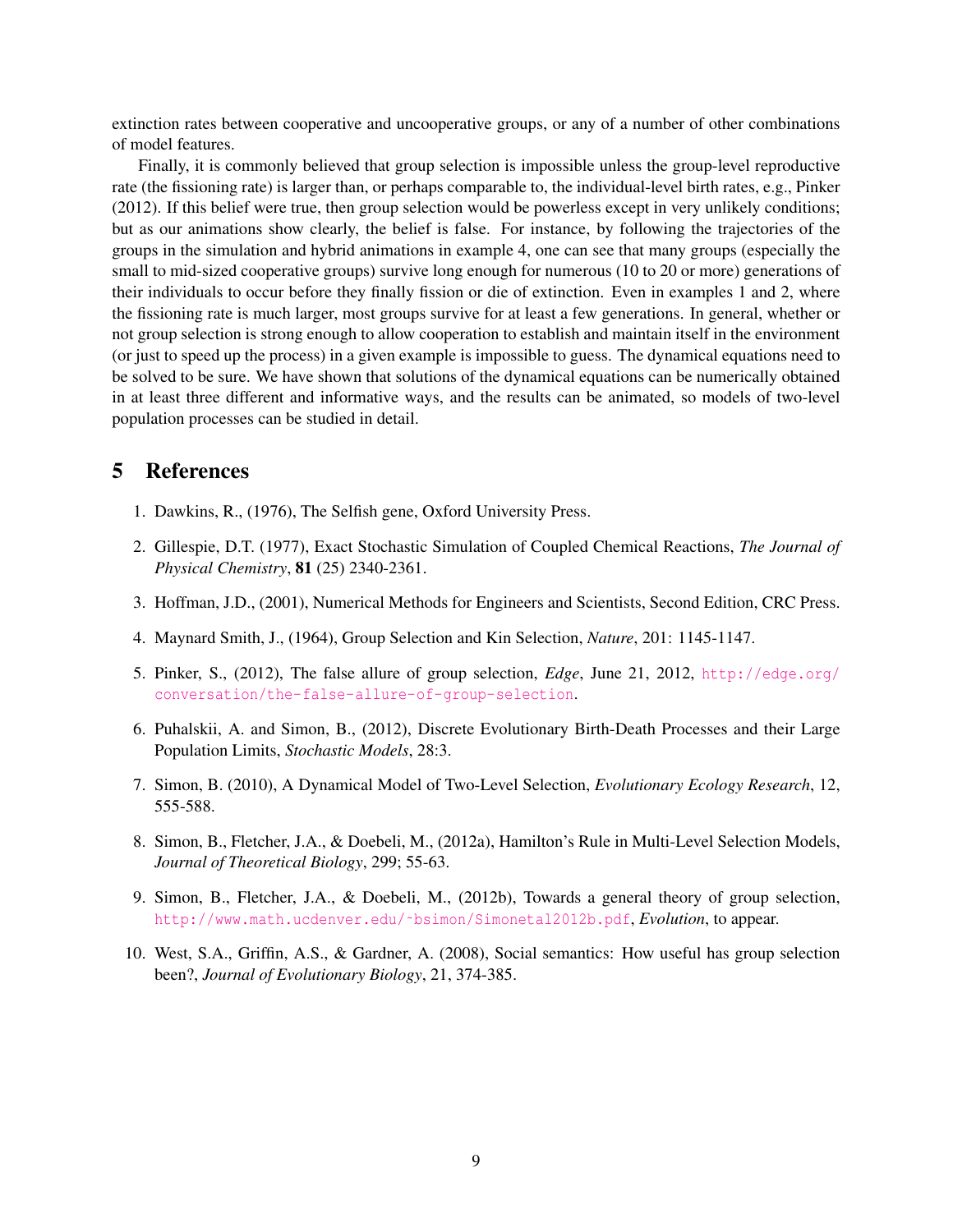extinction rates between cooperative and uncooperative groups, or any of a number of other combinations of model features.

Finally, it is commonly believed that group selection is impossible unless the group-level reproductive rate (the fissioning rate) is larger than, or perhaps comparable to, the individual-level birth rates, e.g., Pinker (2012). If this belief were true, then group selection would be powerless except in very unlikely conditions; but as our animations show clearly, the belief is false. For instance, by following the trajectories of the groups in the simulation and hybrid animations in example 4, one can see that many groups (especially the small to mid-sized cooperative groups) survive long enough for numerous (10 to 20 or more) generations of their individuals to occur before they finally fission or die of extinction. Even in examples 1 and 2, where the fissioning rate is much larger, most groups survive for at least a few generations. In general, whether or not group selection is strong enough to allow cooperation to establish and maintain itself in the environment (or just to speed up the process) in a given example is impossible to guess. The dynamical equations need to be solved to be sure. We have shown that solutions of the dynamical equations can be numerically obtained in at least three different and informative ways, and the results can be animated, so models of two-level population processes can be studied in detail.

## 5 References

1. Dawkins, R., (1976), The Selfish gene, Oxford University Press.
2. Gillespie, D.T. (1977), Exact Stochastic Simulation of Coupled Chemical Reactions, *The Journal of Physical Chemistry*, **81** (25) 2340-2361.
3. Hoffman, J.D., (2001), Numerical Methods for Engineers and Scientists, Second Edition, CRC Press.
4. Maynard Smith, J., (1964), Group Selection and Kin Selection, *Nature*, 201: 1145-1147.
5. Pinker, S., (2012), The false allure of group selection, *Edge*, June 21, 2012, http://edge.org/conversation/the-false-allure-of-group-selection.
6. Puhalskii, A. and Simon, B., (2012), Discrete Evolutionary Birth-Death Processes and their Large Population Limits, *Stochastic Models*, 28:3.
7. Simon, B. (2010), A Dynamical Model of Two-Level Selection, *Evolutionary Ecology Research*, 12, 555-588.
8. Simon, B., Fletcher, J.A., & Doebeli, M., (2012a), Hamilton's Rule in Multi-Level Selection Models, *Journal of Theoretical Biology*, 299; 55-63.
9. Simon, B., Fletcher, J.A., & Doebeli, M., (2012b), Towards a general theory of group selection, http://www.math.ucdenver.edu/~bsimon/Simonetal2012b.pdf, *Evolution*, to appear.
10. West, S.A., Griffin, A.S., & Gardner, A. (2008), Social semantics: How useful has group selection been?, *Journal of Evolutionary Biology*, 21, 374-385.